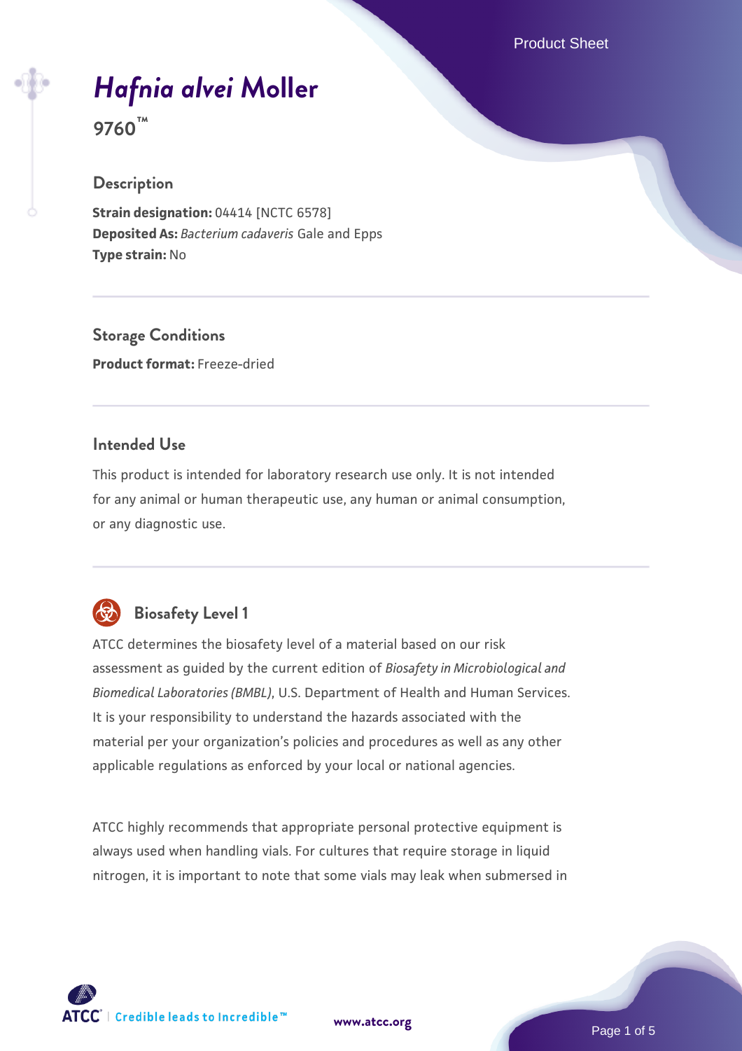# *Hafnia alvei* Moller

**9760™**

## Description

**Strain designation:** 04414 [NCTC 6578]
**Deposited As:** *Bacterium cadaveris* Gale and Epps
**Type strain:** No

## Storage Conditions

**Product format:** Freeze-dried

## Intended Use

This product is intended for laboratory research use only. It is not intended for any animal or human therapeutic use, any human or animal consumption, or any diagnostic use.

## Biosafety Level 1

ATCC determines the biosafety level of a material based on our risk assessment as guided by the current edition of *Biosafety in Microbiological and Biomedical Laboratories (BMBL)*, U.S. Department of Health and Human Services. It is your responsibility to understand the hazards associated with the material per your organization's policies and procedures as well as any other applicable regulations as enforced by your local or national agencies.

ATCC highly recommends that appropriate personal protective equipment is always used when handling vials. For cultures that require storage in liquid nitrogen, it is important to note that some vials may leak when submersed in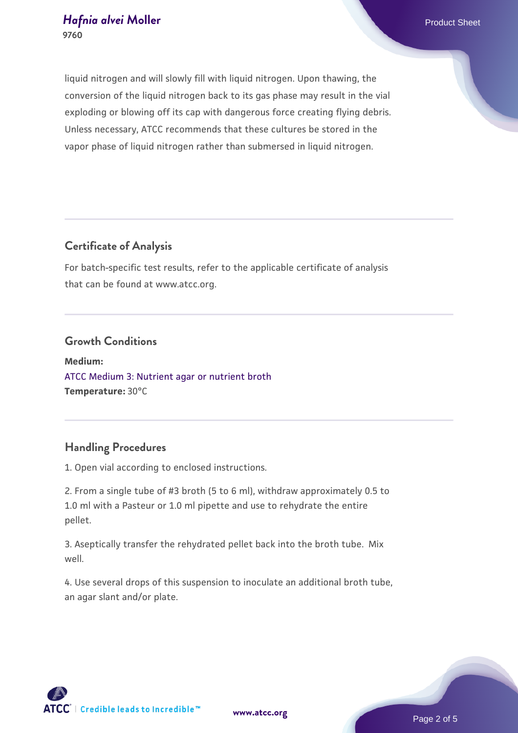liquid nitrogen and will slowly fill with liquid nitrogen. Upon thawing, the conversion of the liquid nitrogen back to its gas phase may result in the vial exploding or blowing off its cap with dangerous force creating flying debris. Unless necessary, ATCC recommends that these cultures be stored in the vapor phase of liquid nitrogen rather than submersed in liquid nitrogen.

## Certificate of Analysis

For batch-specific test results, refer to the applicable certificate of analysis that can be found at www.atcc.org.

## Growth Conditions

**Medium:**
ATCC Medium 3: Nutrient agar or nutrient broth
**Temperature:** 30°C

## Handling Procedures

1. Open vial according to enclosed instructions.

2. From a single tube of #3 broth (5 to 6 ml), withdraw approximately 0.5 to 1.0 ml with a Pasteur or 1.0 ml pipette and use to rehydrate the entire pellet.

3. Aseptically transfer the rehydrated pellet back into the broth tube. Mix well.

4. Use several drops of this suspension to inoculate an additional broth tube, an agar slant and/or plate.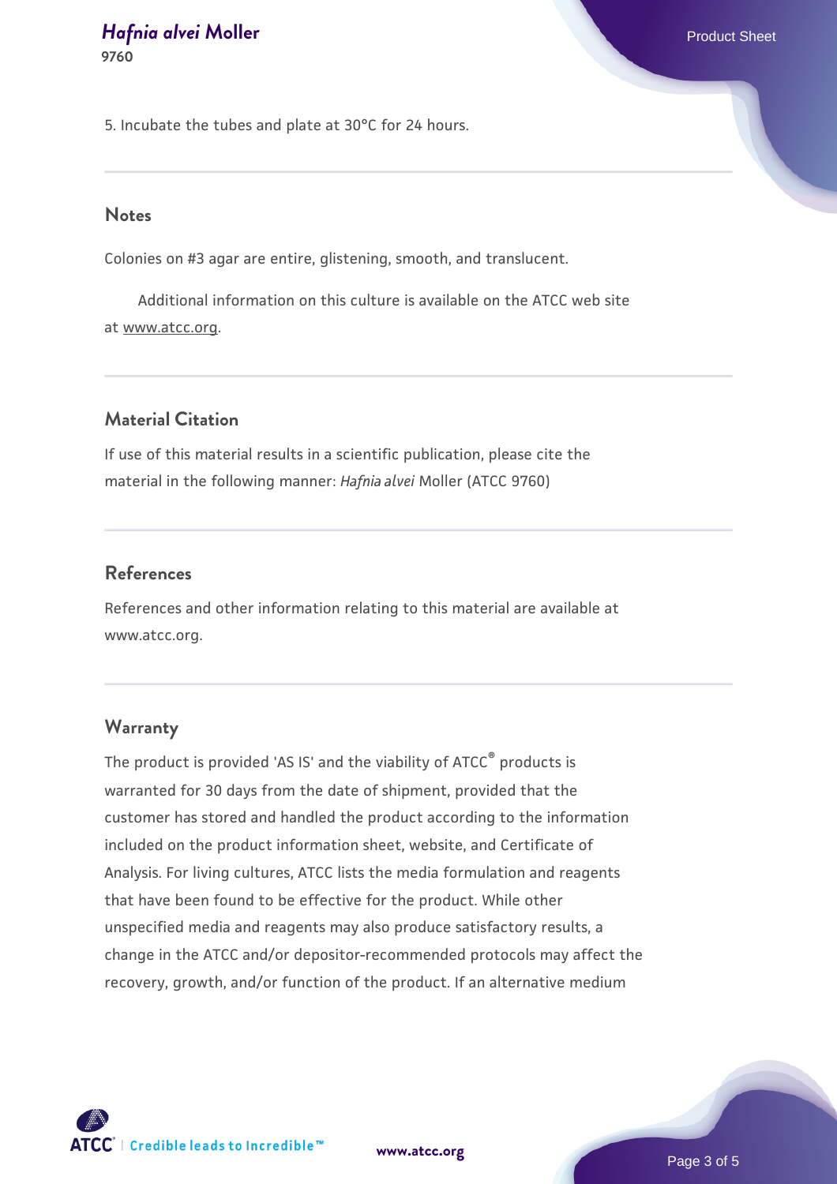5. Incubate the tubes and plate at 30°C for 24 hours.

## Notes

Colonies on #3 agar are entire, glistening, smooth, and translucent.

Additional information on this culture is available on the ATCC web site at www.atcc.org.

## Material Citation

If use of this material results in a scientific publication, please cite the material in the following manner: *Hafnia alvei* Moller (ATCC 9760)

## References

References and other information relating to this material are available at www.atcc.org.

## Warranty

The product is provided 'AS IS' and the viability of ATCC® products is warranted for 30 days from the date of shipment, provided that the customer has stored and handled the product according to the information included on the product information sheet, website, and Certificate of Analysis. For living cultures, ATCC lists the media formulation and reagents that have been found to be effective for the product. While other unspecified media and reagents may also produce satisfactory results, a change in the ATCC and/or depositor-recommended protocols may affect the recovery, growth, and/or function of the product. If an alternative medium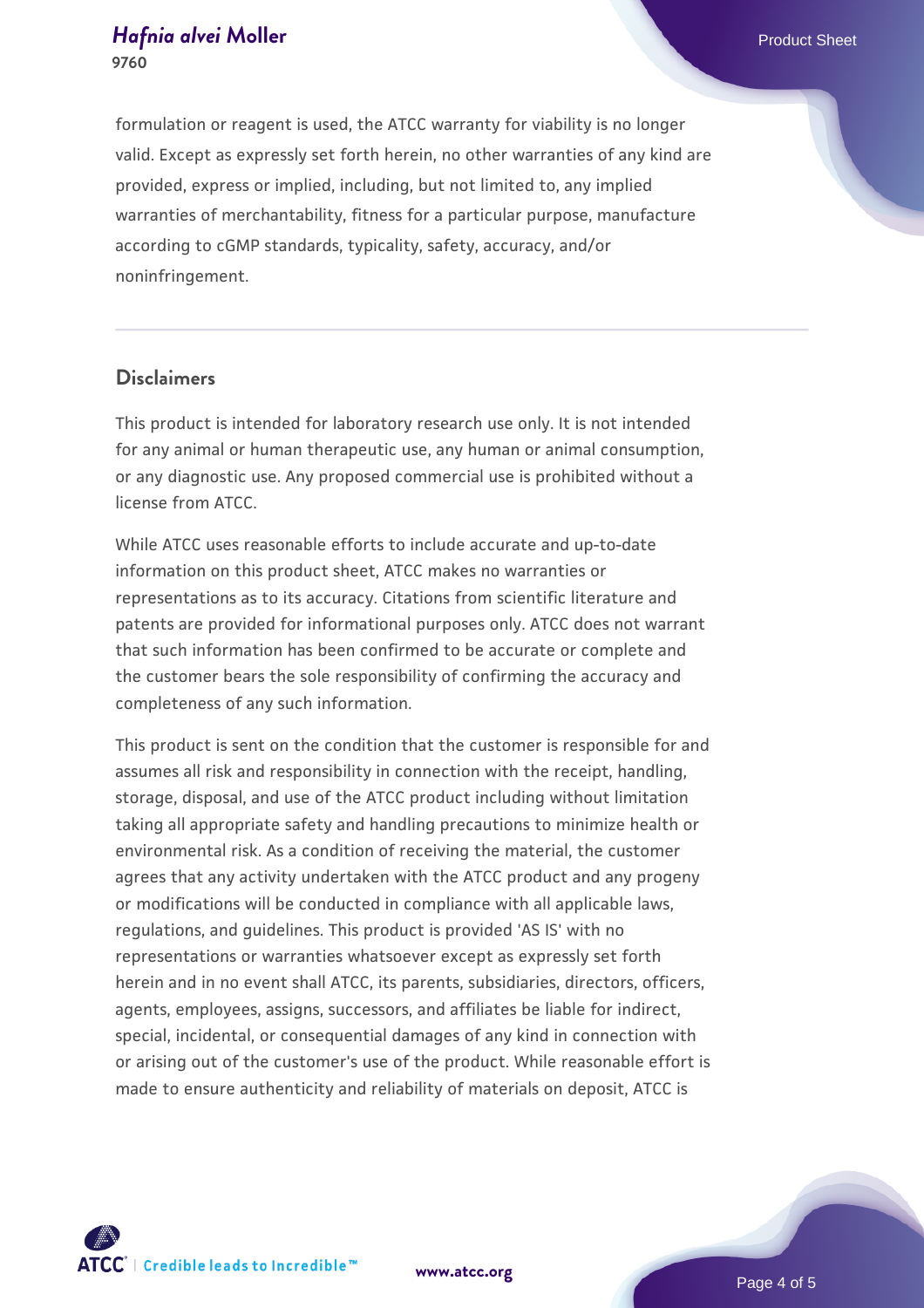formulation or reagent is used, the ATCC warranty for viability is no longer valid. Except as expressly set forth herein, no other warranties of any kind are provided, express or implied, including, but not limited to, any implied warranties of merchantability, fitness for a particular purpose, manufacture according to cGMP standards, typicality, safety, accuracy, and/or noninfringement.

## Disclaimers

This product is intended for laboratory research use only. It is not intended for any animal or human therapeutic use, any human or animal consumption, or any diagnostic use. Any proposed commercial use is prohibited without a license from ATCC.

While ATCC uses reasonable efforts to include accurate and up-to-date information on this product sheet, ATCC makes no warranties or representations as to its accuracy. Citations from scientific literature and patents are provided for informational purposes only. ATCC does not warrant that such information has been confirmed to be accurate or complete and the customer bears the sole responsibility of confirming the accuracy and completeness of any such information.

This product is sent on the condition that the customer is responsible for and assumes all risk and responsibility in connection with the receipt, handling, storage, disposal, and use of the ATCC product including without limitation taking all appropriate safety and handling precautions to minimize health or environmental risk. As a condition of receiving the material, the customer agrees that any activity undertaken with the ATCC product and any progeny or modifications will be conducted in compliance with all applicable laws, regulations, and guidelines. This product is provided 'AS IS' with no representations or warranties whatsoever except as expressly set forth herein and in no event shall ATCC, its parents, subsidiaries, directors, officers, agents, employees, assigns, successors, and affiliates be liable for indirect, special, incidental, or consequential damages of any kind in connection with or arising out of the customer's use of the product. While reasonable effort is made to ensure authenticity and reliability of materials on deposit, ATCC is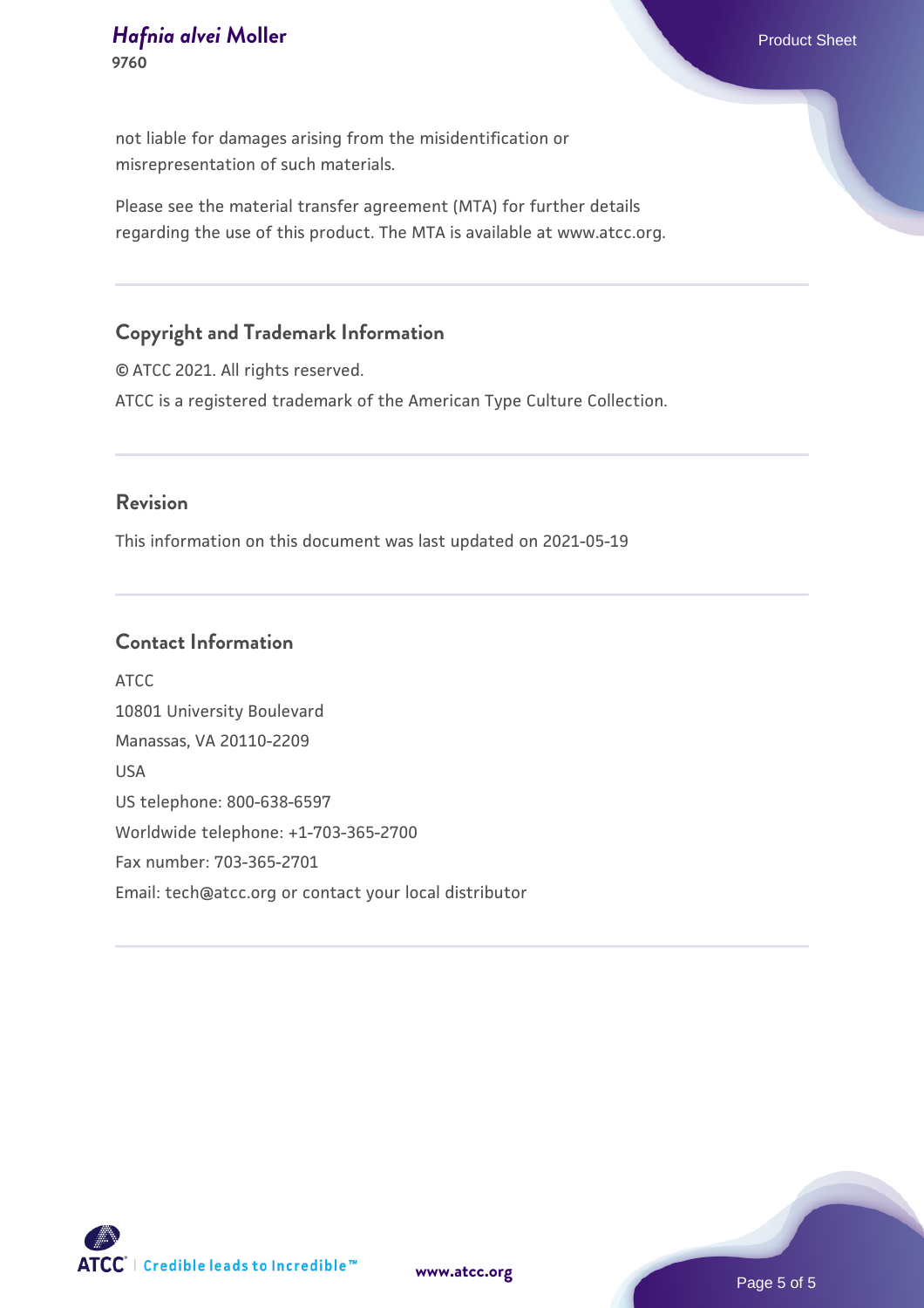not liable for damages arising from the misidentification or misrepresentation of such materials.

Please see the material transfer agreement (MTA) for further details regarding the use of this product. The MTA is available at www.atcc.org.

## Copyright and Trademark Information

© ATCC 2021. All rights reserved.

ATCC is a registered trademark of the American Type Culture Collection.

## Revision

This information on this document was last updated on 2021-05-19

## Contact Information

ATCC
10801 University Boulevard
Manassas, VA 20110-2209
USA
US telephone: 800-638-6597
Worldwide telephone: +1-703-365-2700
Fax number: 703-365-2701
Email: tech@atcc.org or contact your local distributor